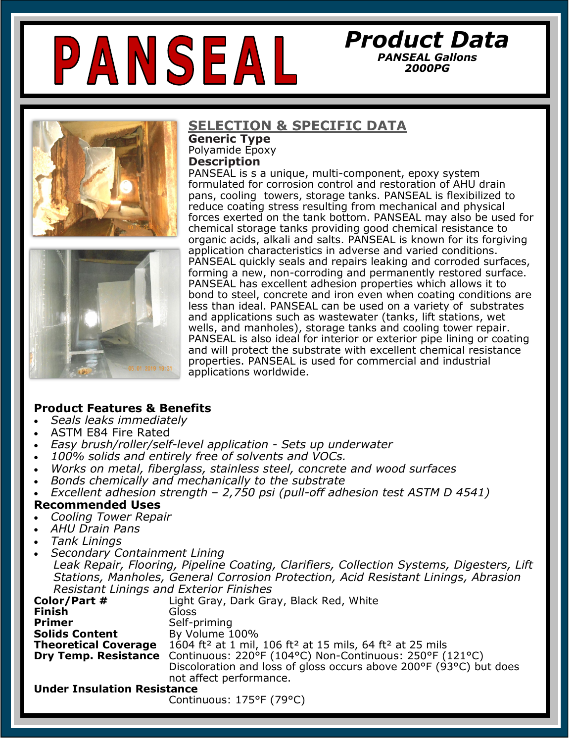# PANSEAL

## Product Data

***PANSEAL Gallons***
***2000PG***

## SELECTION & SPECIFIC DATA

**Generic Type**
Polyamide Epoxy

**Description**
PANSEAL is s a unique, multi-component, epoxy system formulated for corrosion control and restoration of AHU drain pans, cooling towers, storage tanks. PANSEAL is flexibilized to reduce coating stress resulting from mechanical and physical forces exerted on the tank bottom. PANSEAL may also be used for chemical storage tanks providing good chemical resistance to organic acids, alkali and salts. PANSEAL is known for its forgiving application characteristics in adverse and varied conditions. PANSEAL quickly seals and repairs leaking and corroded surfaces, forming a new, non-corroding and permanently restored surface. PANSEAL has excellent adhesion properties which allows it to bond to steel, concrete and iron even when coating conditions are less than ideal. PANSEAL can be used on a variety of substrates and applications such as wastewater (tanks, lift stations, wet wells, and manholes), storage tanks and cooling tower repair. PANSEAL is also ideal for interior or exterior pipe lining or coating and will protect the substrate with excellent chemical resistance properties. PANSEAL is used for commercial and industrial applications worldwide.

### Product Features & Benefits

- *Seals leaks immediately*
- ASTM E84 Fire Rated
- *Easy brush/roller/self-level application - Sets up underwater*
- *100% solids and entirely free of solvents and VOCs.*
- *Works on metal, fiberglass, stainless steel, concrete and wood surfaces*
- *Bonds chemically and mechanically to the substrate*
- *Excellent adhesion strength – 2,750 psi (pull-off adhesion test ASTM D 4541)*

### Recommended Uses

- *Cooling Tower Repair*
- *AHU Drain Pans*
- *Tank Linings*
- *Secondary Containment Lining*
  *Leak Repair, Flooring, Pipeline Coating, Clarifiers, Collection Systems, Digesters, Lift Stations, Manholes, General Corrosion Protection, Acid Resistant Linings, Abrasion Resistant Linings and Exterior Finishes*

**Color/Part #** Light Gray, Dark Gray, Black Red, White

**Finish** Gloss

**Primer** Self-priming

**Solids Content** By Volume 100%

**Theoretical Coverage** 1604 ft² at 1 mil, 106 ft² at 15 mils, 64 ft² at 25 mils

**Dry Temp. Resistance** Continuous: 220°F (104°C) Non-Continuous: 250°F (121°C)
Discoloration and loss of gloss occurs above 200°F (93°C) but does not affect performance.

**Under Insulation Resistance**
Continuous: 175°F (79°C)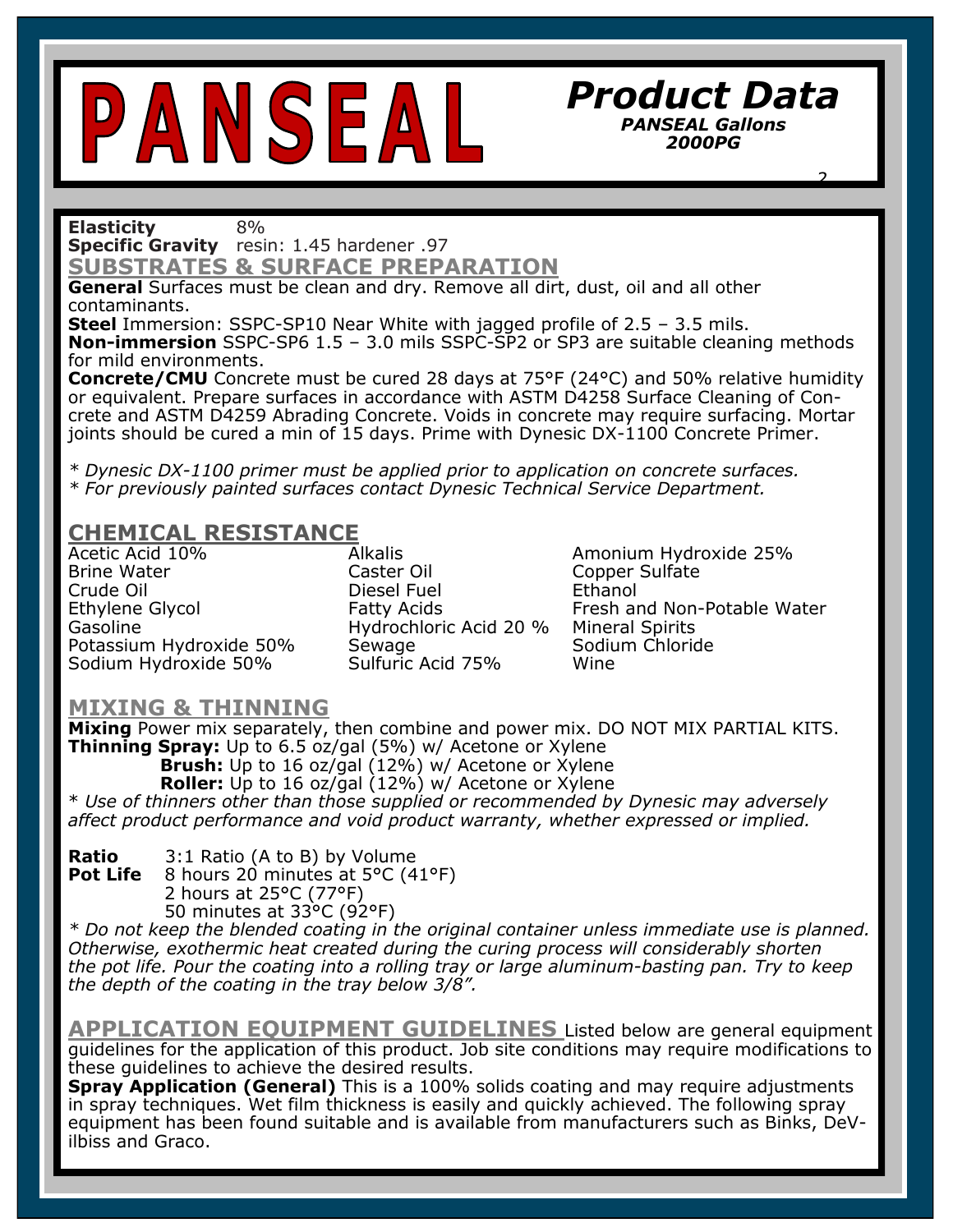# PANSEAL

## Product Data
**PANSEAL Gallons**
**2000PG**

**Elasticity** 8%
**Specific Gravity** resin: 1.45 hardener .97

## SUBSTRATES & SURFACE PREPARATION

**General** Surfaces must be clean and dry. Remove all dirt, dust, oil and all other contaminants.

**Steel** Immersion: SSPC-SP10 Near White with jagged profile of 2.5 – 3.5 mils.

**Non-immersion** SSPC-SP6 1.5 – 3.0 mils SSPC-SP2 or SP3 are suitable cleaning methods for mild environments.

**Concrete/CMU** Concrete must be cured 28 days at 75°F (24°C) and 50% relative humidity or equivalent. Prepare surfaces in accordance with ASTM D4258 Surface Cleaning of Concrete and ASTM D4259 Abrading Concrete. Voids in concrete may require surfacing. Mortar joints should be cured a min of 15 days. Prime with Dynesic DX-1100 Concrete Primer.

*\* Dynesic DX-1100 primer must be applied prior to application on concrete surfaces.*
*\* For previously painted surfaces contact Dynesic Technical Service Department.*

## CHEMICAL RESISTANCE

| | | |
|---|---|---|
| Acetic Acid 10% | Alkalis | Amonium Hydroxide 25% |
| Brine Water | Caster Oil | Copper Sulfate |
| Crude Oil | Diesel Fuel | Ethanol |
| Ethylene Glycol | Fatty Acids | Fresh and Non-Potable Water |
| Gasoline | Hydrochloric Acid 20 % | Mineral Spirits |
| Potassium Hydroxide 50% | Sewage | Sodium Chloride |
| Sodium Hydroxide 50% | Sulfuric Acid 75% | Wine |

## MIXING & THINNING

**Mixing** Power mix separately, then combine and power mix. DO NOT MIX PARTIAL KITS.

**Thinning Spray:** Up to 6.5 oz/gal (5%) w/ Acetone or Xylene
**Brush:** Up to 16 oz/gal (12%) w/ Acetone or Xylene
**Roller:** Up to 16 oz/gal (12%) w/ Acetone or Xylene

*\* Use of thinners other than those supplied or recommended by Dynesic may adversely affect product performance and void product warranty, whether expressed or implied.*

**Ratio** 3:1 Ratio (A to B) by Volume

**Pot Life** 8 hours 20 minutes at 5°C (41°F)
2 hours at 25°C (77°F)
50 minutes at 33°C (92°F)

*\* Do not keep the blended coating in the original container unless immediate use is planned. Otherwise, exothermic heat created during the curing process will considerably shorten the pot life. Pour the coating into a rolling tray or large aluminum-basting pan. Try to keep the depth of the coating in the tray below 3/8".*

## APPLICATION EQUIPMENT GUIDELINES

Listed below are general equipment guidelines for the application of this product. Job site conditions may require modifications to these guidelines to achieve the desired results.

**Spray Application (General)** This is a 100% solids coating and may require adjustments in spray techniques. Wet film thickness is easily and quickly achieved. The following spray equipment has been found suitable and is available from manufacturers such as Binks, DeVilbiss and Graco.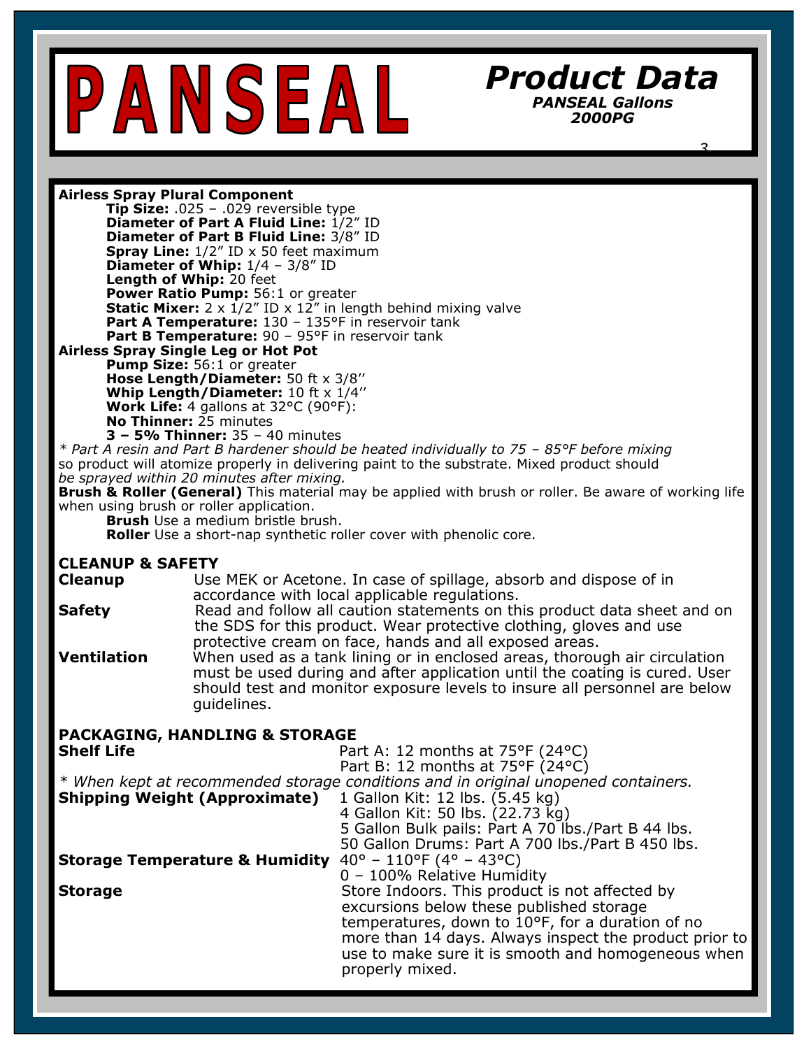# PANSEAL

## Product Data

***PANSEAL Gallons***
***2000PG***

**Airless Spray Plural Component**

- **Tip Size:** .025 – .029 reversible type
- **Diameter of Part A Fluid Line:** 1/2" ID
- **Diameter of Part B Fluid Line:** 3/8" ID
- **Spray Line:** 1/2" ID x 50 feet maximum
- **Diameter of Whip:** 1/4 – 3/8" ID
- **Length of Whip:** 20 feet
- **Power Ratio Pump:** 56:1 or greater
- **Static Mixer:** 2 x 1/2" ID x 12" in length behind mixing valve
- **Part A Temperature:** 130 – 135°F in reservoir tank
- **Part B Temperature:** 90 – 95°F in reservoir tank

**Airless Spray Single Leg or Hot Pot**

- **Pump Size:** 56:1 or greater
- **Hose Length/Diameter:** 50 ft x 3/8''
- **Whip Length/Diameter:** 10 ft x 1/4''
- **Work Life:** 4 gallons at 32°C (90°F):
- **No Thinner:** 25 minutes
- **3 – 5% Thinner:** 35 – 40 minutes

*\* Part A resin and Part B hardener should be heated individually to 75 – 85°F before mixing* so product will atomize properly in delivering paint to the substrate. Mixed product should *be sprayed within 20 minutes after mixing.*

**Brush & Roller (General)** This material may be applied with brush or roller. Be aware of working life when using brush or roller application.

- **Brush** Use a medium bristle brush.
- **Roller** Use a short-nap synthetic roller cover with phenolic core.

## CLEANUP & SAFETY

**Cleanup** Use MEK or Acetone. In case of spillage, absorb and dispose of in accordance with local applicable regulations.

**Safety** Read and follow all caution statements on this product data sheet and on the SDS for this product. Wear protective clothing, gloves and use protective cream on face, hands and all exposed areas.

**Ventilation** When used as a tank lining or in enclosed areas, thorough air circulation must be used during and after application until the coating is cured. User should test and monitor exposure levels to insure all personnel are below guidelines.

## PACKAGING, HANDLING & STORAGE

**Shelf Life** Part A: 12 months at 75°F (24°C)
Part B: 12 months at 75°F (24°C)

*\* When kept at recommended storage conditions and in original unopened containers.*

**Shipping Weight (Approximate)** 1 Gallon Kit: 12 lbs. (5.45 kg)
4 Gallon Kit: 50 lbs. (22.73 kg)
5 Gallon Bulk pails: Part A 70 lbs./Part B 44 lbs.
50 Gallon Drums: Part A 700 lbs./Part B 450 lbs.

**Storage Temperature & Humidity** 40° – 110°F (4° – 43°C)
0 – 100% Relative Humidity

**Storage** Store Indoors. This product is not affected by excursions below these published storage temperatures, down to 10°F, for a duration of no more than 14 days. Always inspect the product prior to use to make sure it is smooth and homogeneous when properly mixed.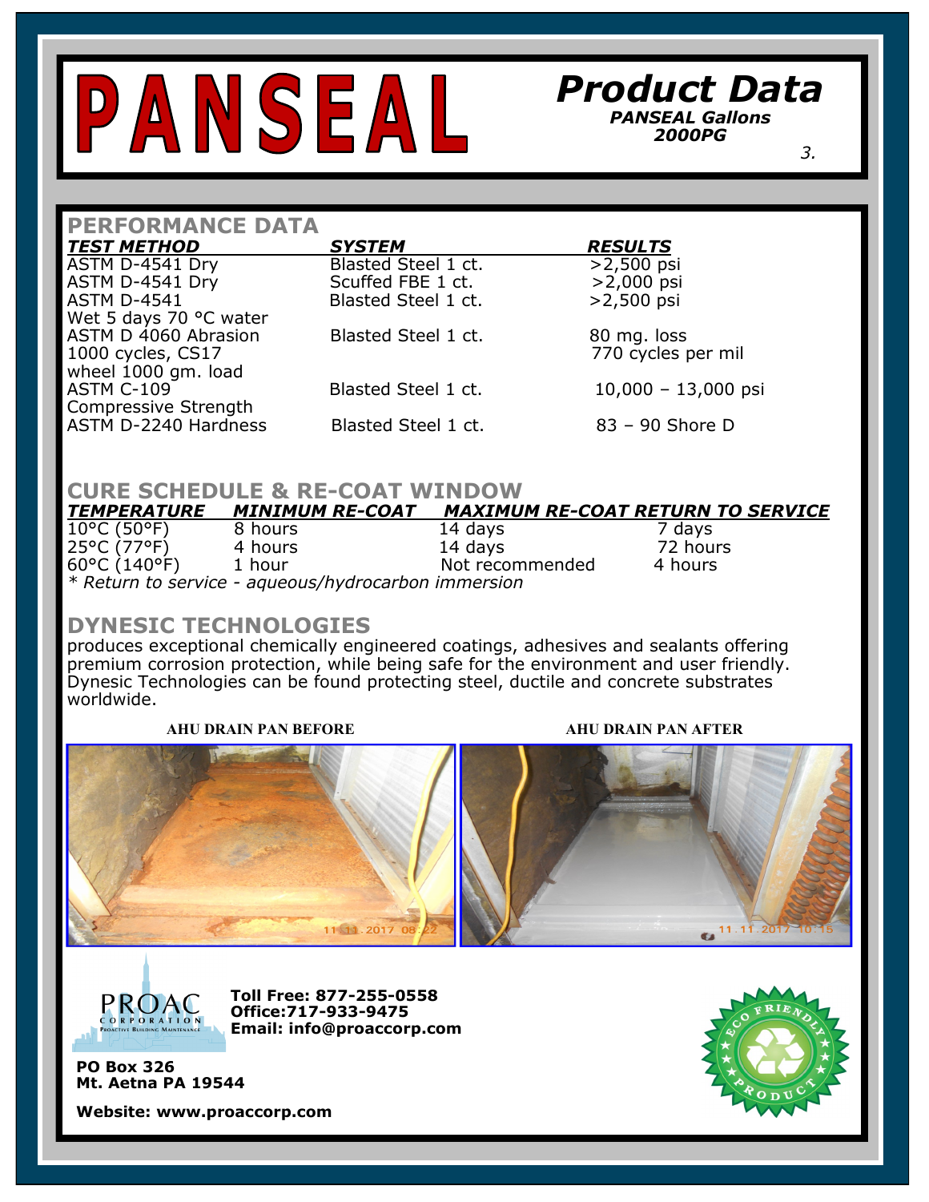# PANSEAL

## Product Data

**PANSEAL Gallons**
**2000PG**

## PERFORMANCE DATA

| *TEST METHOD* | *SYSTEM* | *RESULTS* |
|---|---|---|
| ASTM D-4541 Dry | Blasted Steel 1 ct. | >2,500 psi |
| ASTM D-4541 Dry | Scuffed FBE 1 ct. | >2,000 psi |
| ASTM D-4541 Wet 5 days 70 °C water | Blasted Steel 1 ct. | >2,500 psi |
| ASTM D 4060 Abrasion 1000 cycles, CS17 wheel 1000 gm. load | Blasted Steel 1 ct. | 80 mg. loss 770 cycles per mil |
| ASTM C-109 Compressive Strength | Blasted Steel 1 ct. | 10,000 – 13,000 psi |
| ASTM D-2240 Hardness | Blasted Steel 1 ct. | 83 – 90 Shore D |

## CURE SCHEDULE & RE-COAT WINDOW

| *TEMPERATURE* | *MINIMUM RE-COAT* | *MAXIMUM RE-COAT* | *RETURN TO SERVICE* |
|---|---|---|---|
| 10°C (50°F) | 8 hours | 14 days | 7 days |
| 25°C (77°F) | 4 hours | 14 days | 72 hours |
| 60°C (140°F) | 1 hour | Not recommended | 4 hours |

*\* Return to service - aqueous/hydrocarbon immersion*

## DYNESIC TECHNOLOGIES

produces exceptional chemically engineered coatings, adhesives and sealants offering premium corrosion protection, while being safe for the environment and user friendly. Dynesic Technologies can be found protecting steel, ductile and concrete substrates worldwide.

**AHU DRAIN PAN BEFORE**

**AHU DRAIN PAN AFTER**

**Toll Free: 877-255-0558**
**Office:717-933-9475**
**Email: info@proaccorp.com**

**PO Box 326**
**Mt. Aetna PA 19544**

**Website: www.proaccorp.com**